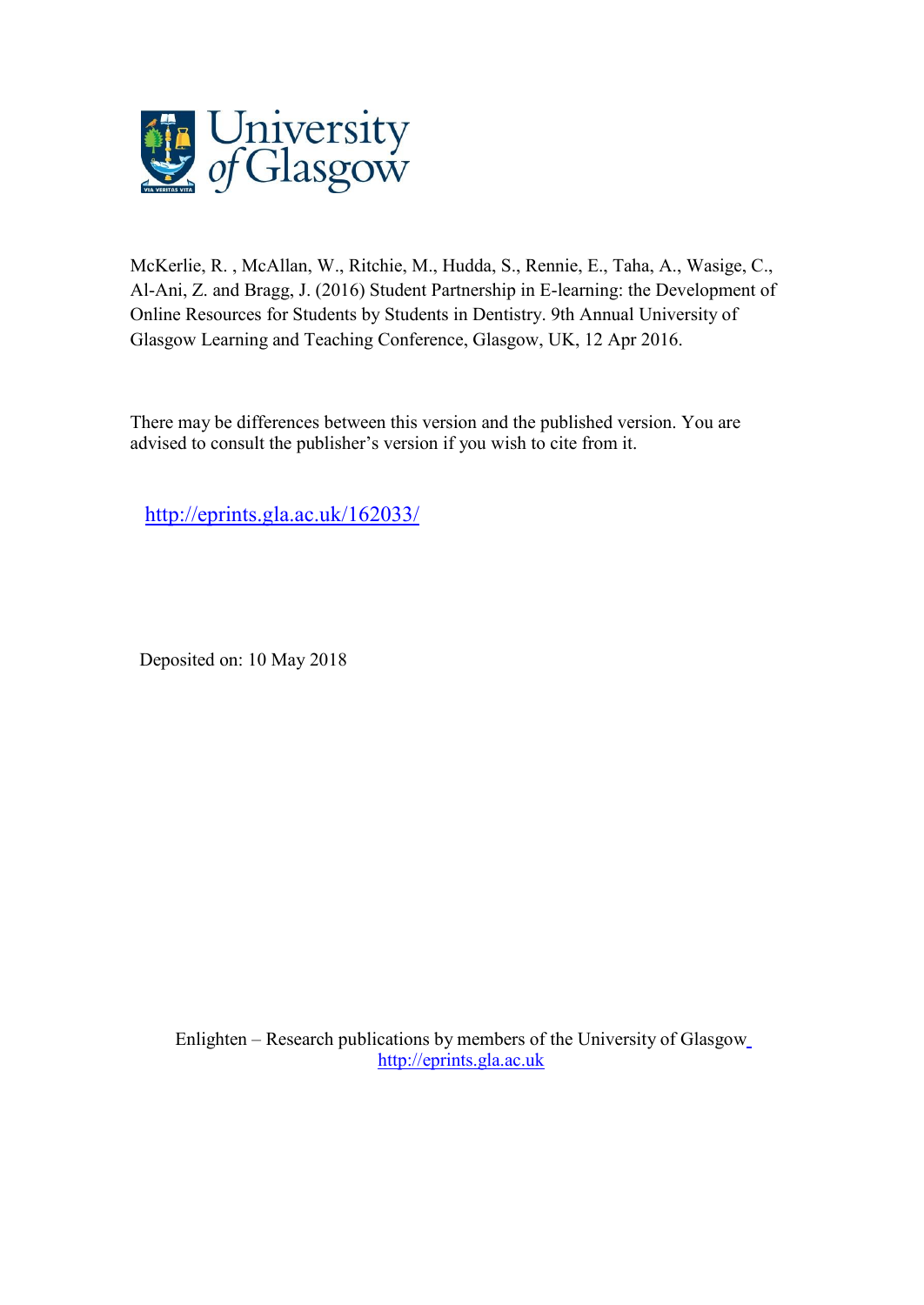McKerlie, R. , McAllan, W., Ritchie, M., Hudda, S., Rennie, E., Taha, A., Wasige, C., Al-Ani, Z. and Bragg, J. (2016) Student Partnership in E-learning: the Development of Online Resources for Students by Students in Dentistry. 9th Annual University of Glasgow Learning and Teaching Conference, Glasgow, UK, 12 Apr 2016.

There may be differences between this version and the published version. You are advised to consult the publisher's version if you wish to cite from it.

http://eprints.gla.ac.uk/162033/

Deposited on: 10 May 2018

Enlighten – Research publications by members of the University of Glasgow
http://eprints.gla.ac.uk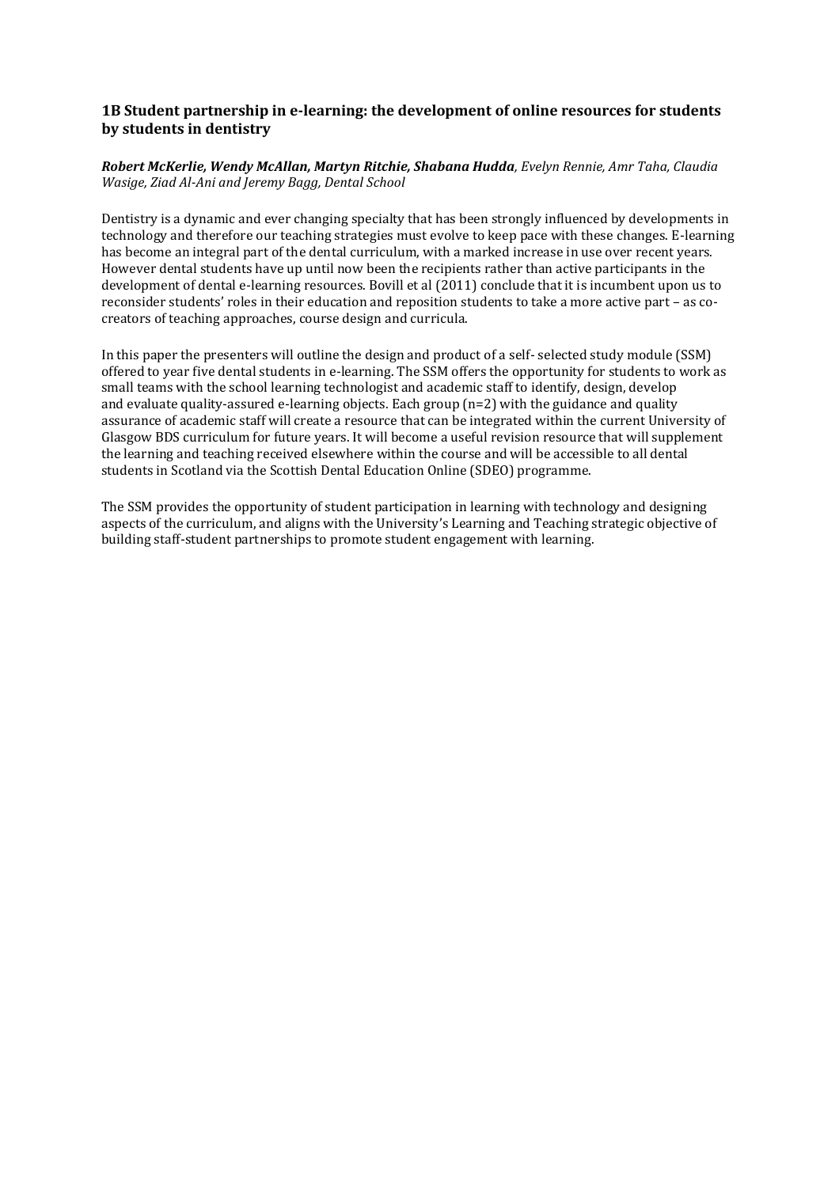### 1B Student partnership in e-learning: the development of online resources for students by students in dentistry

***Robert McKerlie, Wendy McAllan, Martyn Ritchie, Shabana Hudda****, Evelyn Rennie, Amr Taha, Claudia Wasige, Ziad Al-Ani and Jeremy Bagg, Dental School*

Dentistry is a dynamic and ever changing specialty that has been strongly influenced by developments in technology and therefore our teaching strategies must evolve to keep pace with these changes. E-learning has become an integral part of the dental curriculum, with a marked increase in use over recent years. However dental students have up until now been the recipients rather than active participants in the development of dental e-learning resources. Bovill et al (2011) conclude that it is incumbent upon us to reconsider students' roles in their education and reposition students to take a more active part – as co-creators of teaching approaches, course design and curricula.

In this paper the presenters will outline the design and product of a self- selected study module (SSM) offered to year five dental students in e-learning. The SSM offers the opportunity for students to work as small teams with the school learning technologist and academic staff to identify, design, develop and evaluate quality-assured e-learning objects. Each group (n=2) with the guidance and quality assurance of academic staff will create a resource that can be integrated within the current University of Glasgow BDS curriculum for future years. It will become a useful revision resource that will supplement the learning and teaching received elsewhere within the course and will be accessible to all dental students in Scotland via the Scottish Dental Education Online (SDEO) programme.

The SSM provides the opportunity of student participation in learning with technology and designing aspects of the curriculum, and aligns with the University's Learning and Teaching strategic objective of building staff-student partnerships to promote student engagement with learning.